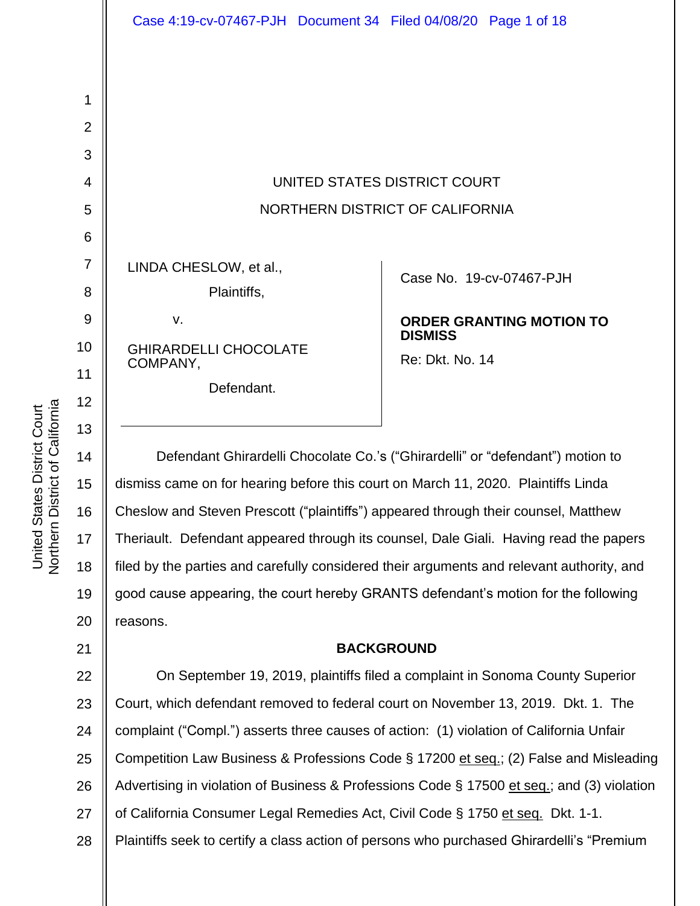UNITED STATES DISTRICT COURT

NORTHERN DISTRICT OF CALIFORNIA

| | |
|---|---|
| LINDA CHESLOW, et al., Plaintiffs, v. GHIRARDELLI CHOCOLATE COMPANY, Defendant. | Case No. 19-cv-07467-PJH **ORDER GRANTING MOTION TO DISMISS** Re: Dkt. No. 14 |

Defendant Ghirardelli Chocolate Co.'s ("Ghirardelli" or "defendant") motion to dismiss came on for hearing before this court on March 11, 2020. Plaintiffs Linda Cheslow and Steven Prescott ("plaintiffs") appeared through their counsel, Matthew Theriault. Defendant appeared through its counsel, Dale Giali. Having read the papers filed by the parties and carefully considered their arguments and relevant authority, and good cause appearing, the court hereby GRANTS defendant's motion for the following reasons.

## BACKGROUND

On September 19, 2019, plaintiffs filed a complaint in Sonoma County Superior Court, which defendant removed to federal court on November 13, 2019. Dkt. 1. The complaint ("Compl.") asserts three causes of action: (1) violation of California Unfair Competition Law Business & Professions Code § 17200 et seq.; (2) False and Misleading Advertising in violation of Business & Professions Code § 17500 et seq.; and (3) violation of California Consumer Legal Remedies Act, Civil Code § 1750 et seq. Dkt. 1-1. Plaintiffs seek to certify a class action of persons who purchased Ghirardelli's "Premium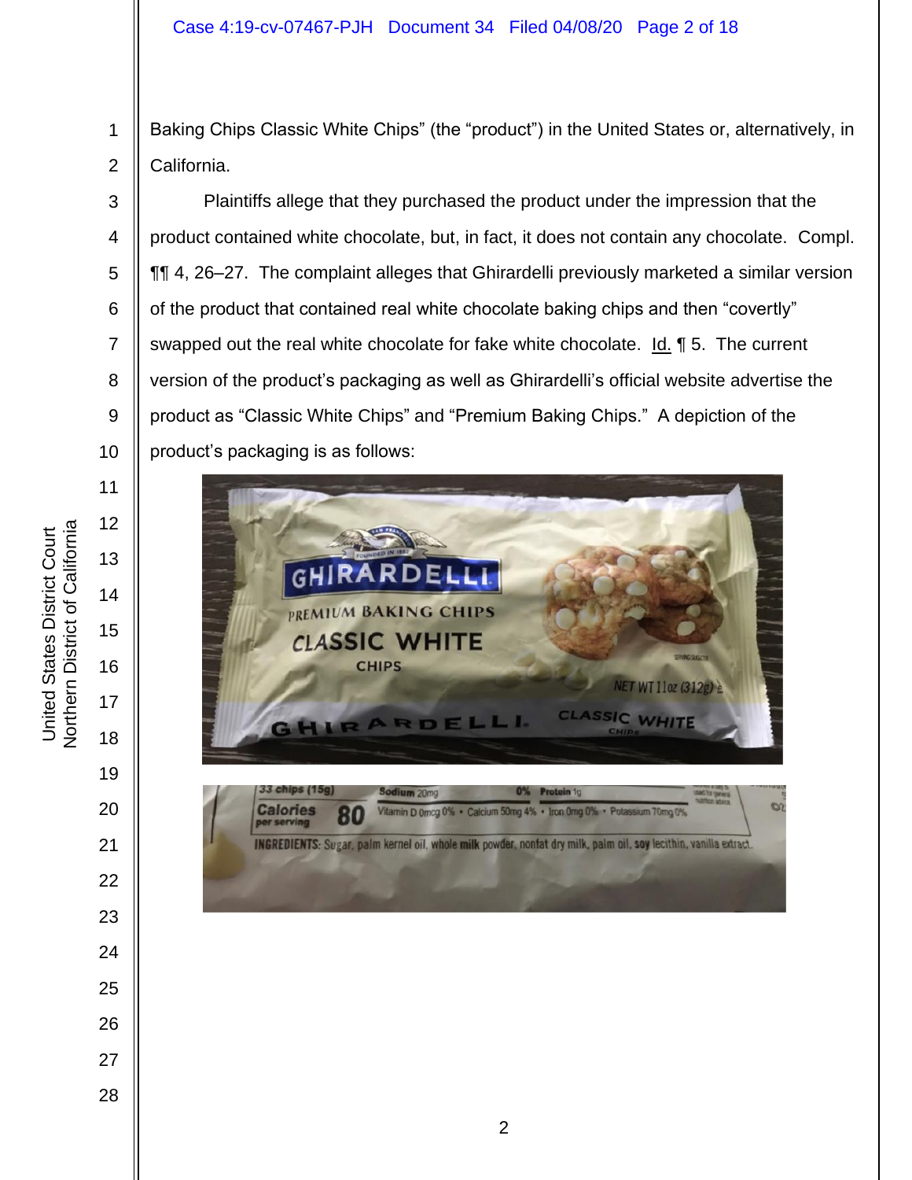Baking Chips Classic White Chips" (the "product") in the United States or, alternatively, in California.

Plaintiffs allege that they purchased the product under the impression that the product contained white chocolate, but, in fact, it does not contain any chocolate. Compl. ¶¶ 4, 26–27. The complaint alleges that Ghirardelli previously marketed a similar version of the product that contained real white chocolate baking chips and then "covertly" swapped out the real white chocolate for fake white chocolate. Id. ¶ 5. The current version of the product's packaging as well as Ghirardelli's official website advertise the product as "Classic White Chips" and "Premium Baking Chips." A depiction of the product's packaging is as follows: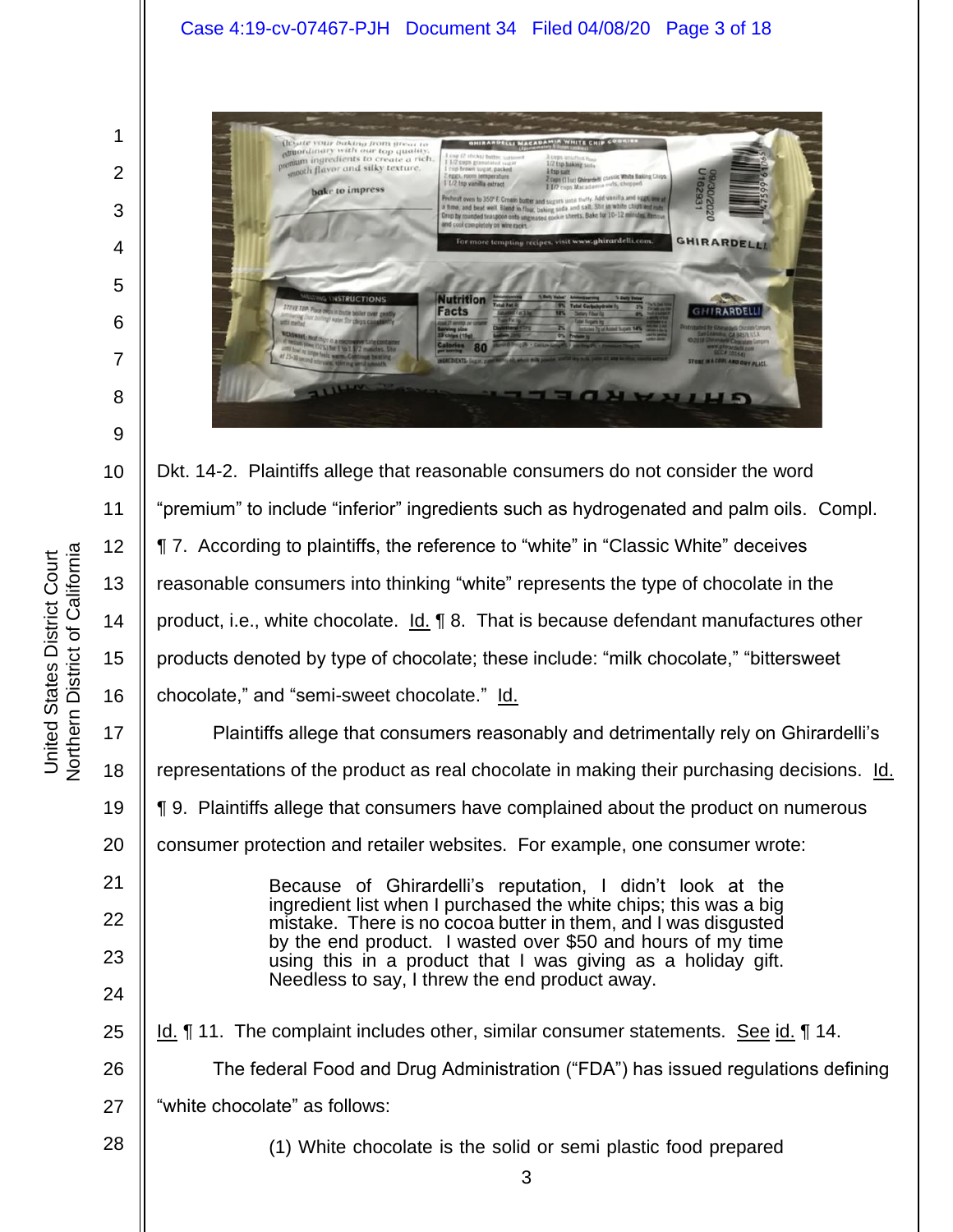Dkt. 14-2. Plaintiffs allege that reasonable consumers do not consider the word "premium" to include "inferior" ingredients such as hydrogenated and palm oils. Compl. ¶ 7. According to plaintiffs, the reference to "white" in "Classic White" deceives reasonable consumers into thinking "white" represents the type of chocolate in the product, i.e., white chocolate. Id. ¶ 8. That is because defendant manufactures other products denoted by type of chocolate; these include: "milk chocolate," "bittersweet chocolate," and "semi-sweet chocolate." Id.

Plaintiffs allege that consumers reasonably and detrimentally rely on Ghirardelli's representations of the product as real chocolate in making their purchasing decisions. Id. ¶ 9. Plaintiffs allege that consumers have complained about the product on numerous consumer protection and retailer websites. For example, one consumer wrote:

> Because of Ghirardelli's reputation, I didn't look at the ingredient list when I purchased the white chips; this was a big mistake. There is no cocoa butter in them, and I was disgusted by the end product. I wasted over $50 and hours of my time using this in a product that I was giving as a holiday gift. Needless to say, I threw the end product away.

Id. ¶ 11. The complaint includes other, similar consumer statements. See id. ¶ 14.

The federal Food and Drug Administration ("FDA") has issued regulations defining "white chocolate" as follows:

> (1) White chocolate is the solid or semi plastic food prepared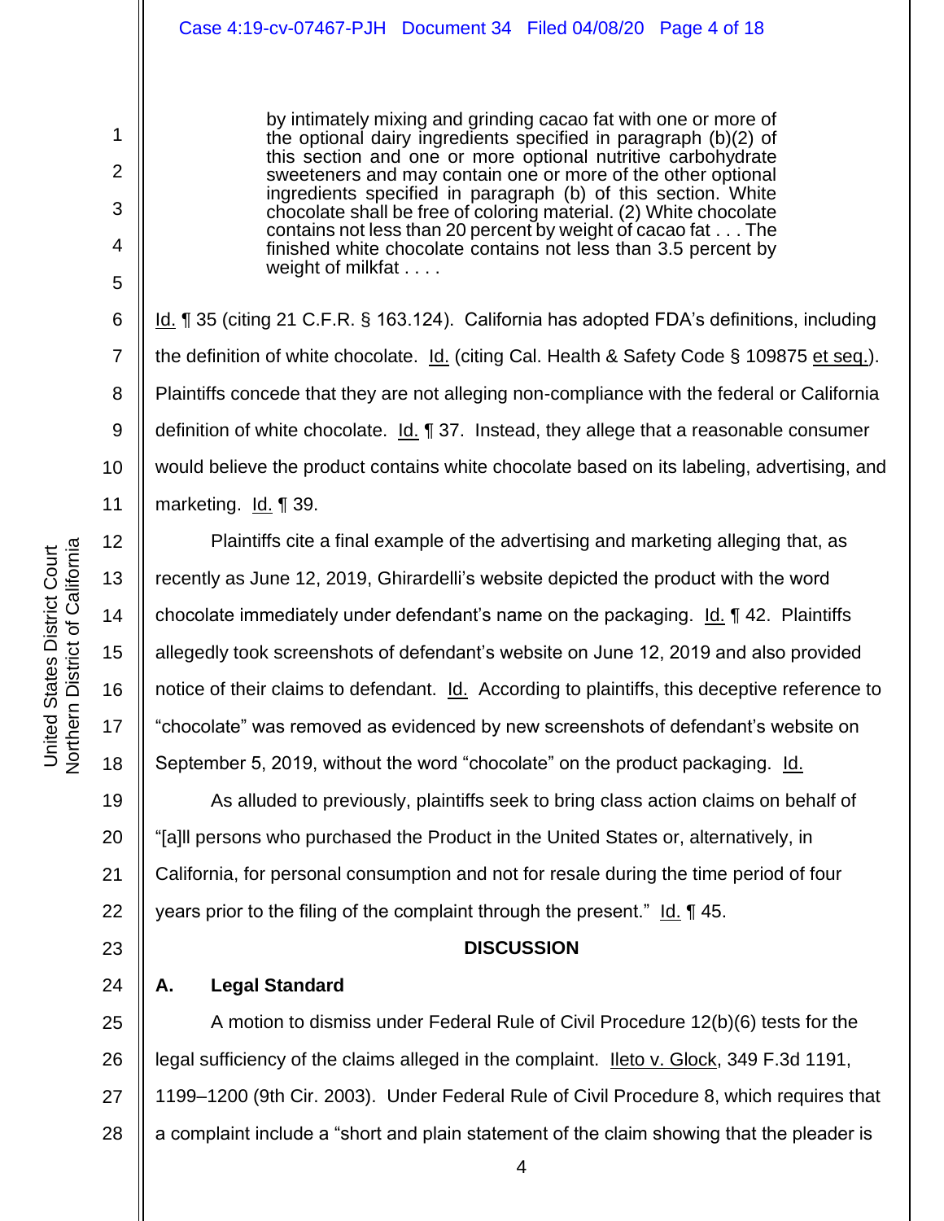> by intimately mixing and grinding cacao fat with one or more of the optional dairy ingredients specified in paragraph (b)(2) of this section and one or more optional nutritive carbohydrate sweeteners and may contain one or more of the other optional ingredients specified in paragraph (b) of this section. White chocolate shall be free of coloring material. (2) White chocolate contains not less than 20 percent by weight of cacao fat . . . The finished white chocolate contains not less than 3.5 percent by weight of milkfat . . . .

Id. ¶ 35 (citing 21 C.F.R. § 163.124). California has adopted FDA's definitions, including the definition of white chocolate. Id. (citing Cal. Health & Safety Code § 109875 et seq.). Plaintiffs concede that they are not alleging non-compliance with the federal or California definition of white chocolate. Id. ¶ 37. Instead, they allege that a reasonable consumer would believe the product contains white chocolate based on its labeling, advertising, and marketing. Id. ¶ 39.

Plaintiffs cite a final example of the advertising and marketing alleging that, as recently as June 12, 2019, Ghirardelli's website depicted the product with the word chocolate immediately under defendant's name on the packaging. Id. ¶ 42. Plaintiffs allegedly took screenshots of defendant's website on June 12, 2019 and also provided notice of their claims to defendant. Id. According to plaintiffs, this deceptive reference to "chocolate" was removed as evidenced by new screenshots of defendant's website on September 5, 2019, without the word "chocolate" on the product packaging. Id.

As alluded to previously, plaintiffs seek to bring class action claims on behalf of "[a]ll persons who purchased the Product in the United States or, alternatively, in California, for personal consumption and not for resale during the time period of four years prior to the filing of the complaint through the present." Id. ¶ 45.

## DISCUSSION

### A. Legal Standard

A motion to dismiss under Federal Rule of Civil Procedure 12(b)(6) tests for the legal sufficiency of the claims alleged in the complaint. Ileto v. Glock, 349 F.3d 1191, 1199–1200 (9th Cir. 2003). Under Federal Rule of Civil Procedure 8, which requires that a complaint include a "short and plain statement of the claim showing that the pleader is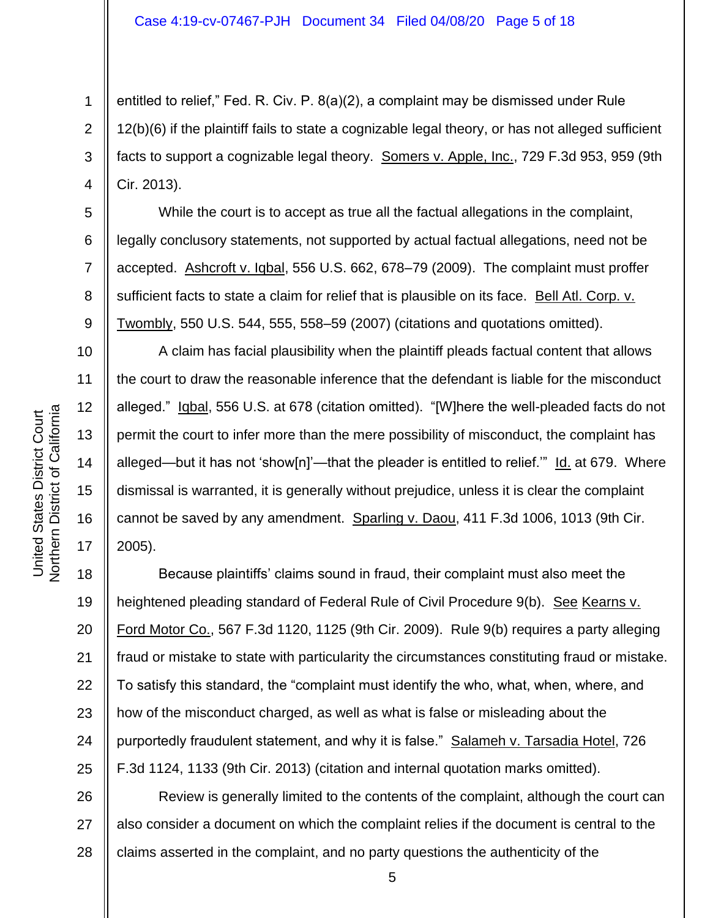entitled to relief," Fed. R. Civ. P. 8(a)(2), a complaint may be dismissed under Rule 12(b)(6) if the plaintiff fails to state a cognizable legal theory, or has not alleged sufficient facts to support a cognizable legal theory. Somers v. Apple, Inc., 729 F.3d 953, 959 (9th Cir. 2013).

While the court is to accept as true all the factual allegations in the complaint, legally conclusory statements, not supported by actual factual allegations, need not be accepted. Ashcroft v. Iqbal, 556 U.S. 662, 678–79 (2009). The complaint must proffer sufficient facts to state a claim for relief that is plausible on its face. Bell Atl. Corp. v. Twombly, 550 U.S. 544, 555, 558–59 (2007) (citations and quotations omitted).

A claim has facial plausibility when the plaintiff pleads factual content that allows the court to draw the reasonable inference that the defendant is liable for the misconduct alleged." Iqbal, 556 U.S. at 678 (citation omitted). "[W]here the well-pleaded facts do not permit the court to infer more than the mere possibility of misconduct, the complaint has alleged—but it has not 'show[n]'—that the pleader is entitled to relief.'" Id. at 679. Where dismissal is warranted, it is generally without prejudice, unless it is clear the complaint cannot be saved by any amendment. Sparling v. Daou, 411 F.3d 1006, 1013 (9th Cir. 2005).

Because plaintiffs' claims sound in fraud, their complaint must also meet the heightened pleading standard of Federal Rule of Civil Procedure 9(b). See Kearns v. Ford Motor Co., 567 F.3d 1120, 1125 (9th Cir. 2009). Rule 9(b) requires a party alleging fraud or mistake to state with particularity the circumstances constituting fraud or mistake. To satisfy this standard, the "complaint must identify the who, what, when, where, and how of the misconduct charged, as well as what is false or misleading about the purportedly fraudulent statement, and why it is false." Salameh v. Tarsadia Hotel, 726 F.3d 1124, 1133 (9th Cir. 2013) (citation and internal quotation marks omitted).

Review is generally limited to the contents of the complaint, although the court can also consider a document on which the complaint relies if the document is central to the claims asserted in the complaint, and no party questions the authenticity of the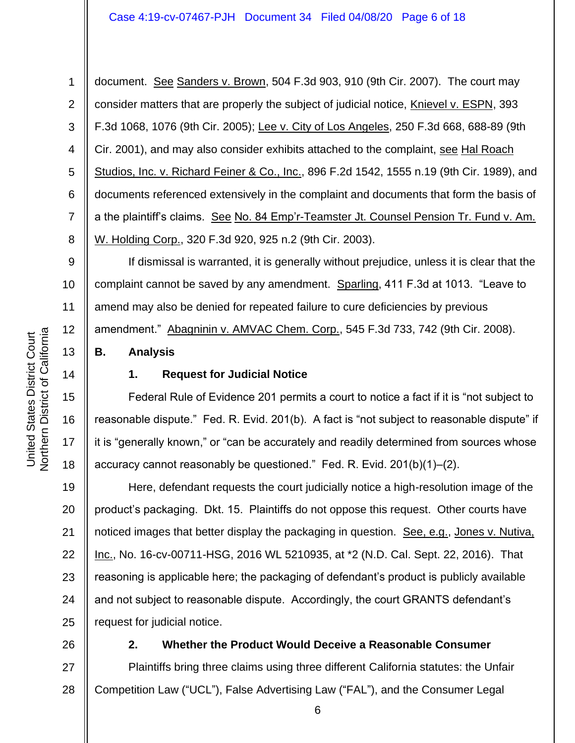document. See Sanders v. Brown, 504 F.3d 903, 910 (9th Cir. 2007). The court may consider matters that are properly the subject of judicial notice, Knievel v. ESPN, 393 F.3d 1068, 1076 (9th Cir. 2005); Lee v. City of Los Angeles, 250 F.3d 668, 688-89 (9th Cir. 2001), and may also consider exhibits attached to the complaint, see Hal Roach Studios, Inc. v. Richard Feiner & Co., Inc., 896 F.2d 1542, 1555 n.19 (9th Cir. 1989), and documents referenced extensively in the complaint and documents that form the basis of a the plaintiff's claims. See No. 84 Emp'r-Teamster Jt. Counsel Pension Tr. Fund v. Am. W. Holding Corp., 320 F.3d 920, 925 n.2 (9th Cir. 2003).

If dismissal is warranted, it is generally without prejudice, unless it is clear that the complaint cannot be saved by any amendment. Sparling, 411 F.3d at 1013. "Leave to amend may also be denied for repeated failure to cure deficiencies by previous amendment." Abagninin v. AMVAC Chem. Corp., 545 F.3d 733, 742 (9th Cir. 2008).

**B. Analysis**

**1. Request for Judicial Notice**

Federal Rule of Evidence 201 permits a court to notice a fact if it is "not subject to reasonable dispute." Fed. R. Evid. 201(b). A fact is "not subject to reasonable dispute" if it is "generally known," or "can be accurately and readily determined from sources whose accuracy cannot reasonably be questioned." Fed. R. Evid. 201(b)(1)–(2).

Here, defendant requests the court judicially notice a high-resolution image of the product's packaging. Dkt. 15. Plaintiffs do not oppose this request. Other courts have noticed images that better display the packaging in question. See, e.g., Jones v. Nutiva, Inc., No. 16-cv-00711-HSG, 2016 WL 5210935, at *2 (N.D. Cal. Sept. 22, 2016). That reasoning is applicable here; the packaging of defendant's product is publicly available and not subject to reasonable dispute. Accordingly, the court GRANTS defendant's request for judicial notice.

**2. Whether the Product Would Deceive a Reasonable Consumer**

Plaintiffs bring three claims using three different California statutes: the Unfair Competition Law ("UCL"), False Advertising Law ("FAL"), and the Consumer Legal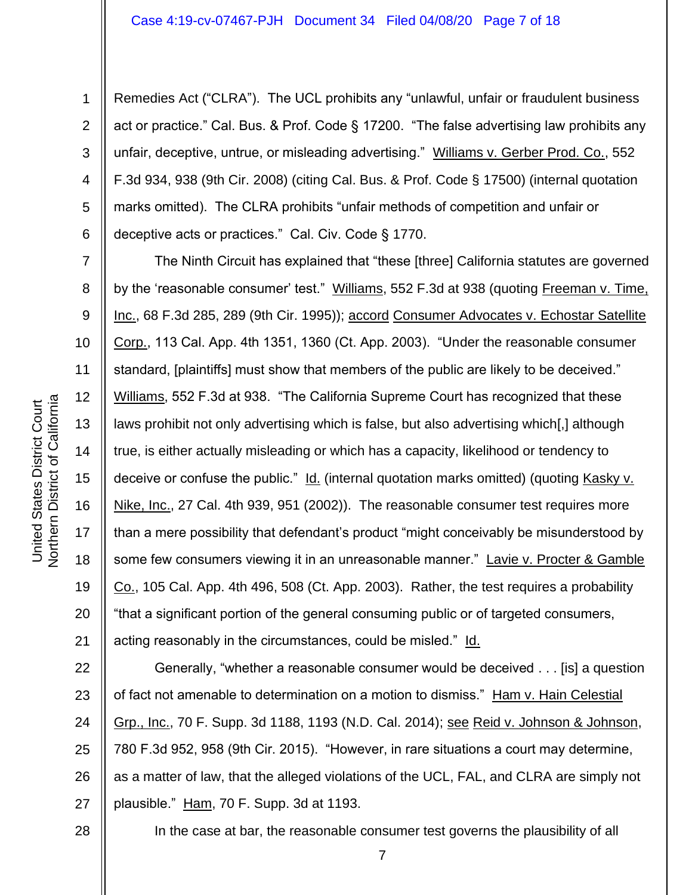Remedies Act ("CLRA"). The UCL prohibits any "unlawful, unfair or fraudulent business act or practice." Cal. Bus. & Prof. Code § 17200. "The false advertising law prohibits any unfair, deceptive, untrue, or misleading advertising." Williams v. Gerber Prod. Co., 552 F.3d 934, 938 (9th Cir. 2008) (citing Cal. Bus. & Prof. Code § 17500) (internal quotation marks omitted). The CLRA prohibits "unfair methods of competition and unfair or deceptive acts or practices." Cal. Civ. Code § 1770.

The Ninth Circuit has explained that "these [three] California statutes are governed by the 'reasonable consumer' test." Williams, 552 F.3d at 938 (quoting Freeman v. Time, Inc., 68 F.3d 285, 289 (9th Cir. 1995)); accord Consumer Advocates v. Echostar Satellite Corp., 113 Cal. App. 4th 1351, 1360 (Ct. App. 2003). "Under the reasonable consumer standard, [plaintiffs] must show that members of the public are likely to be deceived." Williams, 552 F.3d at 938. "The California Supreme Court has recognized that these laws prohibit not only advertising which is false, but also advertising which[,] although true, is either actually misleading or which has a capacity, likelihood or tendency to deceive or confuse the public." Id. (internal quotation marks omitted) (quoting Kasky v. Nike, Inc., 27 Cal. 4th 939, 951 (2002)). The reasonable consumer test requires more than a mere possibility that defendant's product "might conceivably be misunderstood by some few consumers viewing it in an unreasonable manner." Lavie v. Procter & Gamble Co., 105 Cal. App. 4th 496, 508 (Ct. App. 2003). Rather, the test requires a probability "that a significant portion of the general consuming public or of targeted consumers, acting reasonably in the circumstances, could be misled." Id.

Generally, "whether a reasonable consumer would be deceived . . . [is] a question of fact not amenable to determination on a motion to dismiss." Ham v. Hain Celestial Grp., Inc., 70 F. Supp. 3d 1188, 1193 (N.D. Cal. 2014); see Reid v. Johnson & Johnson, 780 F.3d 952, 958 (9th Cir. 2015). "However, in rare situations a court may determine, as a matter of law, that the alleged violations of the UCL, FAL, and CLRA are simply not plausible." Ham, 70 F. Supp. 3d at 1193.

In the case at bar, the reasonable consumer test governs the plausibility of all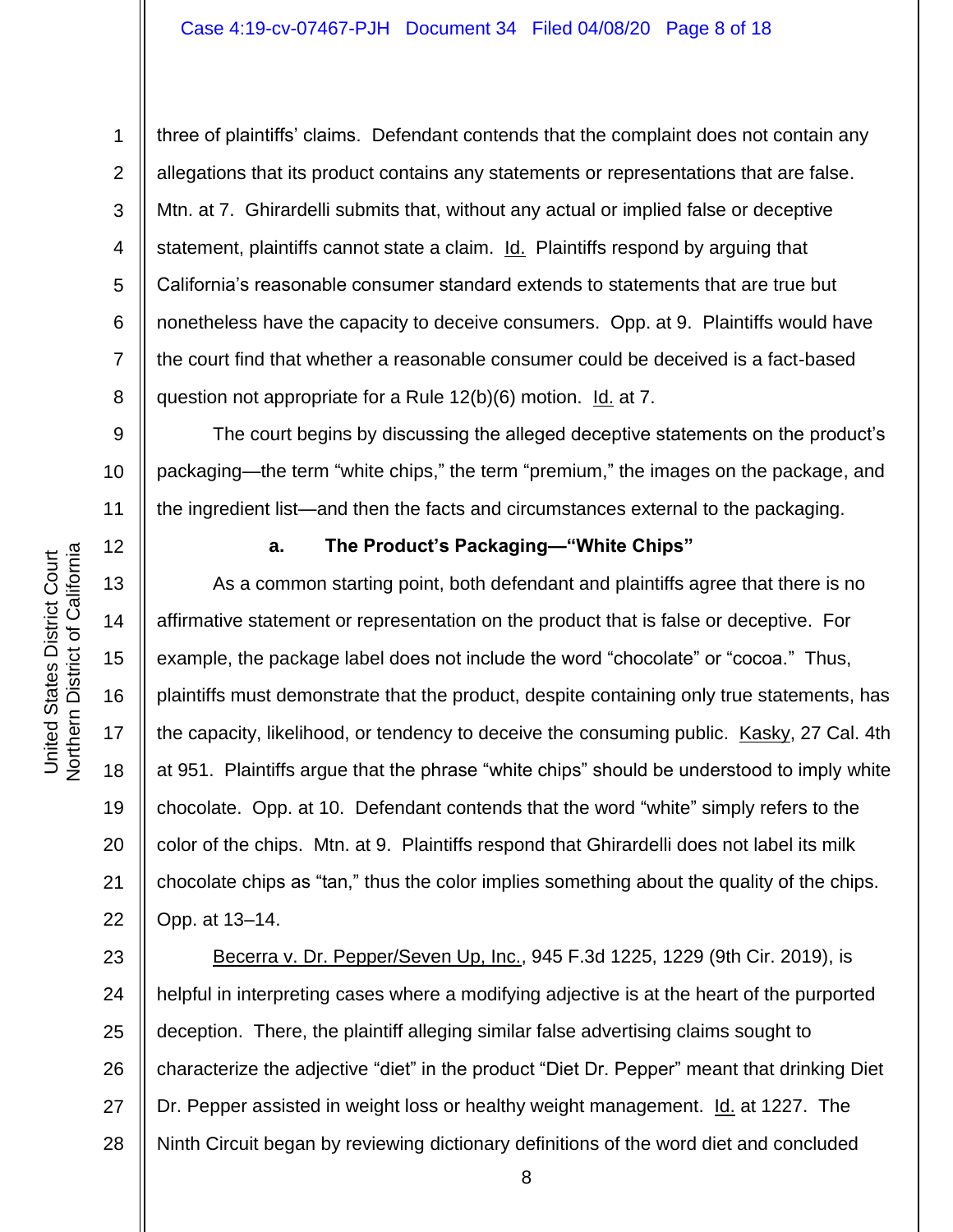three of plaintiffs' claims. Defendant contends that the complaint does not contain any allegations that its product contains any statements or representations that are false. Mtn. at 7. Ghirardelli submits that, without any actual or implied false or deceptive statement, plaintiffs cannot state a claim. Id. Plaintiffs respond by arguing that California's reasonable consumer standard extends to statements that are true but nonetheless have the capacity to deceive consumers. Opp. at 9. Plaintiffs would have the court find that whether a reasonable consumer could be deceived is a fact-based question not appropriate for a Rule 12(b)(6) motion. Id. at 7.

The court begins by discussing the alleged deceptive statements on the product's packaging—the term "white chips," the term "premium," the images on the package, and the ingredient list—and then the facts and circumstances external to the packaging.

**a. The Product's Packaging—"White Chips"**

As a common starting point, both defendant and plaintiffs agree that there is no affirmative statement or representation on the product that is false or deceptive. For example, the package label does not include the word "chocolate" or "cocoa." Thus, plaintiffs must demonstrate that the product, despite containing only true statements, has the capacity, likelihood, or tendency to deceive the consuming public. Kasky, 27 Cal. 4th at 951. Plaintiffs argue that the phrase "white chips" should be understood to imply white chocolate. Opp. at 10. Defendant contends that the word "white" simply refers to the color of the chips. Mtn. at 9. Plaintiffs respond that Ghirardelli does not label its milk chocolate chips as "tan," thus the color implies something about the quality of the chips. Opp. at 13–14.

Becerra v. Dr. Pepper/Seven Up, Inc., 945 F.3d 1225, 1229 (9th Cir. 2019), is helpful in interpreting cases where a modifying adjective is at the heart of the purported deception. There, the plaintiff alleging similar false advertising claims sought to characterize the adjective "diet" in the product "Diet Dr. Pepper" meant that drinking Diet Dr. Pepper assisted in weight loss or healthy weight management. Id. at 1227. The Ninth Circuit began by reviewing dictionary definitions of the word diet and concluded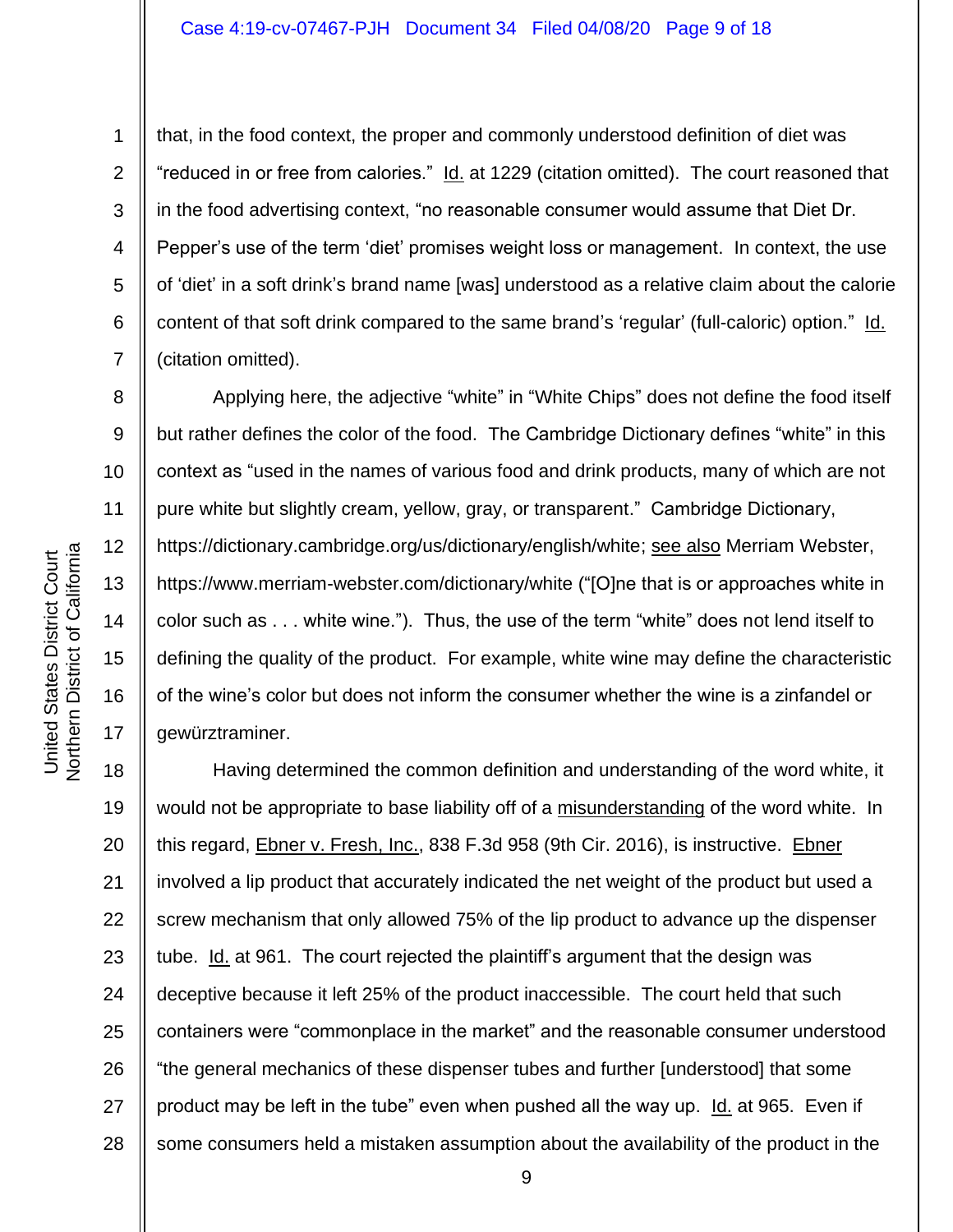that, in the food context, the proper and commonly understood definition of diet was "reduced in or free from calories." Id. at 1229 (citation omitted). The court reasoned that in the food advertising context, "no reasonable consumer would assume that Diet Dr. Pepper's use of the term 'diet' promises weight loss or management. In context, the use of 'diet' in a soft drink's brand name [was] understood as a relative claim about the calorie content of that soft drink compared to the same brand's 'regular' (full-caloric) option." Id. (citation omitted).

Applying here, the adjective "white" in "White Chips" does not define the food itself but rather defines the color of the food. The Cambridge Dictionary defines "white" in this context as "used in the names of various food and drink products, many of which are not pure white but slightly cream, yellow, gray, or transparent." Cambridge Dictionary, https://dictionary.cambridge.org/us/dictionary/english/white; see also Merriam Webster, https://www.merriam-webster.com/dictionary/white ("[O]ne that is or approaches white in color such as . . . white wine."). Thus, the use of the term "white" does not lend itself to defining the quality of the product. For example, white wine may define the characteristic of the wine's color but does not inform the consumer whether the wine is a zinfandel or gewürztraminer.

Having determined the common definition and understanding of the word white, it would not be appropriate to base liability off of a misunderstanding of the word white. In this regard, Ebner v. Fresh, Inc., 838 F.3d 958 (9th Cir. 2016), is instructive. Ebner involved a lip product that accurately indicated the net weight of the product but used a screw mechanism that only allowed 75% of the lip product to advance up the dispenser tube. Id. at 961. The court rejected the plaintiff's argument that the design was deceptive because it left 25% of the product inaccessible. The court held that such containers were "commonplace in the market" and the reasonable consumer understood "the general mechanics of these dispenser tubes and further [understood] that some product may be left in the tube" even when pushed all the way up. Id. at 965. Even if some consumers held a mistaken assumption about the availability of the product in the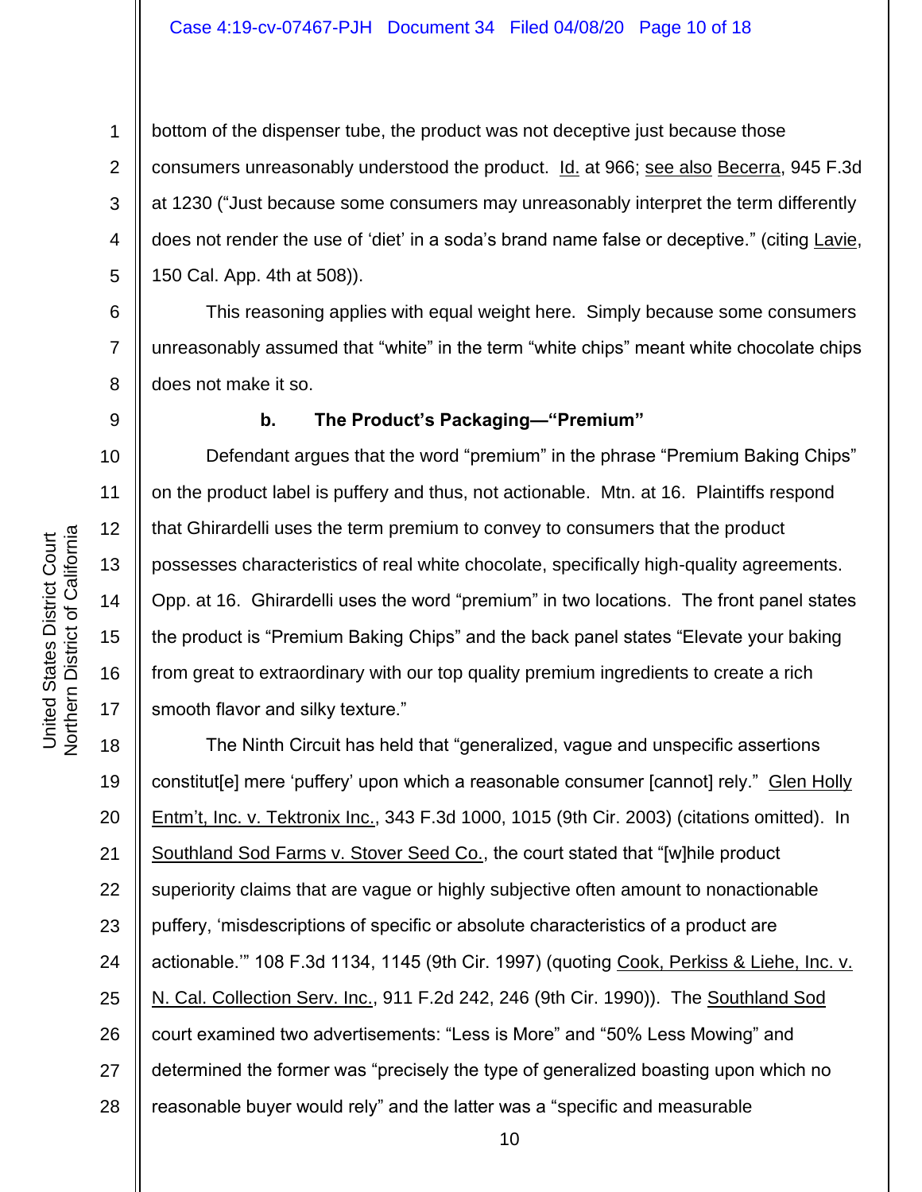bottom of the dispenser tube, the product was not deceptive just because those consumers unreasonably understood the product. Id. at 966; see also Becerra, 945 F.3d at 1230 ("Just because some consumers may unreasonably interpret the term differently does not render the use of 'diet' in a soda's brand name false or deceptive." (citing Lavie, 150 Cal. App. 4th at 508)).

This reasoning applies with equal weight here. Simply because some consumers unreasonably assumed that "white" in the term "white chips" meant white chocolate chips does not make it so.

**b. The Product's Packaging—"Premium"**

Defendant argues that the word "premium" in the phrase "Premium Baking Chips" on the product label is puffery and thus, not actionable. Mtn. at 16. Plaintiffs respond that Ghirardelli uses the term premium to convey to consumers that the product possesses characteristics of real white chocolate, specifically high-quality agreements. Opp. at 16. Ghirardelli uses the word "premium" in two locations. The front panel states the product is "Premium Baking Chips" and the back panel states "Elevate your baking from great to extraordinary with our top quality premium ingredients to create a rich smooth flavor and silky texture."

The Ninth Circuit has held that "generalized, vague and unspecific assertions constitut[e] mere 'puffery' upon which a reasonable consumer [cannot] rely." Glen Holly Entm't, Inc. v. Tektronix Inc., 343 F.3d 1000, 1015 (9th Cir. 2003) (citations omitted). In Southland Sod Farms v. Stover Seed Co., the court stated that "[w]hile product superiority claims that are vague or highly subjective often amount to nonactionable puffery, 'misdescriptions of specific or absolute characteristics of a product are actionable.'" 108 F.3d 1134, 1145 (9th Cir. 1997) (quoting Cook, Perkiss & Liehe, Inc. v. N. Cal. Collection Serv. Inc., 911 F.2d 242, 246 (9th Cir. 1990)). The Southland Sod court examined two advertisements: "Less is More" and "50% Less Mowing" and determined the former was "precisely the type of generalized boasting upon which no reasonable buyer would rely" and the latter was a "specific and measurable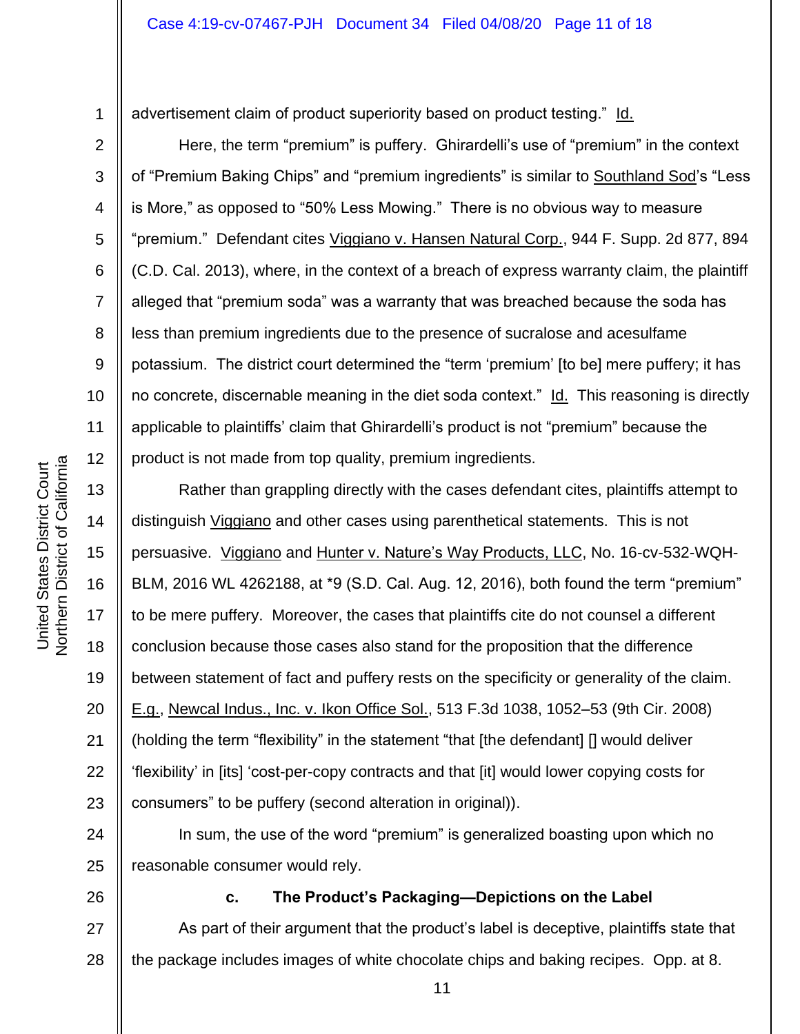advertisement claim of product superiority based on product testing." Id.

Here, the term "premium" is puffery. Ghirardelli's use of "premium" in the context of "Premium Baking Chips" and "premium ingredients" is similar to Southland Sod's "Less is More," as opposed to "50% Less Mowing." There is no obvious way to measure "premium." Defendant cites Viggiano v. Hansen Natural Corp., 944 F. Supp. 2d 877, 894 (C.D. Cal. 2013), where, in the context of a breach of express warranty claim, the plaintiff alleged that "premium soda" was a warranty that was breached because the soda has less than premium ingredients due to the presence of sucralose and acesulfame potassium. The district court determined the "term 'premium' [to be] mere puffery; it has no concrete, discernable meaning in the diet soda context." Id. This reasoning is directly applicable to plaintiffs' claim that Ghirardelli's product is not "premium" because the product is not made from top quality, premium ingredients.

Rather than grappling directly with the cases defendant cites, plaintiffs attempt to distinguish Viggiano and other cases using parenthetical statements. This is not persuasive. Viggiano and Hunter v. Nature's Way Products, LLC, No. 16-cv-532-WQH-BLM, 2016 WL 4262188, at *9 (S.D. Cal. Aug. 12, 2016), both found the term "premium" to be mere puffery. Moreover, the cases that plaintiffs cite do not counsel a different conclusion because those cases also stand for the proposition that the difference between statement of fact and puffery rests on the specificity or generality of the claim. E.g., Newcal Indus., Inc. v. Ikon Office Sol., 513 F.3d 1038, 1052–53 (9th Cir. 2008) (holding the term "flexibility" in the statement "that [the defendant] [] would deliver 'flexibility' in [its] 'cost-per-copy contracts and that [it] would lower copying costs for consumers" to be puffery (second alteration in original)).

In sum, the use of the word "premium" is generalized boasting upon which no reasonable consumer would rely.

**c. The Product's Packaging—Depictions on the Label**

As part of their argument that the product's label is deceptive, plaintiffs state that the package includes images of white chocolate chips and baking recipes. Opp. at 8.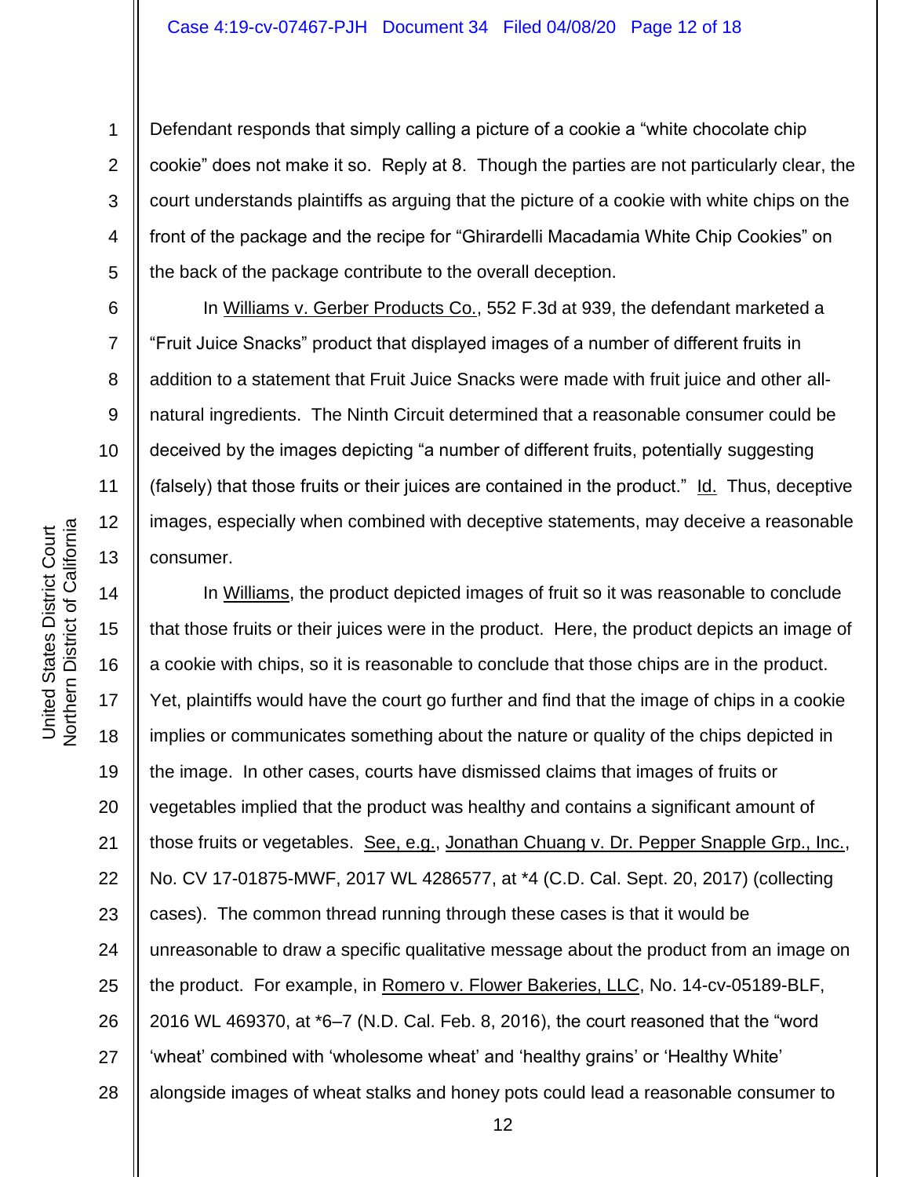Defendant responds that simply calling a picture of a cookie a "white chocolate chip cookie" does not make it so. Reply at 8. Though the parties are not particularly clear, the court understands plaintiffs as arguing that the picture of a cookie with white chips on the front of the package and the recipe for "Ghirardelli Macadamia White Chip Cookies" on the back of the package contribute to the overall deception.

In Williams v. Gerber Products Co., 552 F.3d at 939, the defendant marketed a "Fruit Juice Snacks" product that displayed images of a number of different fruits in addition to a statement that Fruit Juice Snacks were made with fruit juice and other all-natural ingredients. The Ninth Circuit determined that a reasonable consumer could be deceived by the images depicting "a number of different fruits, potentially suggesting (falsely) that those fruits or their juices are contained in the product." Id. Thus, deceptive images, especially when combined with deceptive statements, may deceive a reasonable consumer.

In Williams, the product depicted images of fruit so it was reasonable to conclude that those fruits or their juices were in the product. Here, the product depicts an image of a cookie with chips, so it is reasonable to conclude that those chips are in the product. Yet, plaintiffs would have the court go further and find that the image of chips in a cookie implies or communicates something about the nature or quality of the chips depicted in the image. In other cases, courts have dismissed claims that images of fruits or vegetables implied that the product was healthy and contains a significant amount of those fruits or vegetables. See, e.g., Jonathan Chuang v. Dr. Pepper Snapple Grp., Inc., No. CV 17-01875-MWF, 2017 WL 4286577, at *4 (C.D. Cal. Sept. 20, 2017) (collecting cases). The common thread running through these cases is that it would be unreasonable to draw a specific qualitative message about the product from an image on the product. For example, in Romero v. Flower Bakeries, LLC, No. 14-cv-05189-BLF, 2016 WL 469370, at *6–7 (N.D. Cal. Feb. 8, 2016), the court reasoned that the "word 'wheat' combined with 'wholesome wheat' and 'healthy grains' or 'Healthy White' alongside images of wheat stalks and honey pots could lead a reasonable consumer to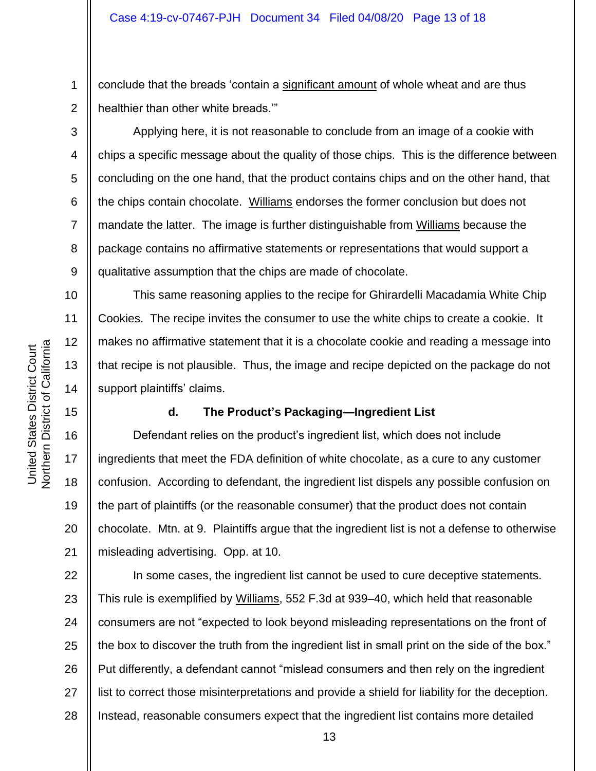conclude that the breads 'contain a significant amount of whole wheat and are thus healthier than other white breads.'"

Applying here, it is not reasonable to conclude from an image of a cookie with chips a specific message about the quality of those chips. This is the difference between concluding on the one hand, that the product contains chips and on the other hand, that the chips contain chocolate. Williams endorses the former conclusion but does not mandate the latter. The image is further distinguishable from Williams because the package contains no affirmative statements or representations that would support a qualitative assumption that the chips are made of chocolate.

This same reasoning applies to the recipe for Ghirardelli Macadamia White Chip Cookies. The recipe invites the consumer to use the white chips to create a cookie. It makes no affirmative statement that it is a chocolate cookie and reading a message into that recipe is not plausible. Thus, the image and recipe depicted on the package do not support plaintiffs' claims.

#### d. The Product's Packaging—Ingredient List

Defendant relies on the product's ingredient list, which does not include ingredients that meet the FDA definition of white chocolate, as a cure to any customer confusion. According to defendant, the ingredient list dispels any possible confusion on the part of plaintiffs (or the reasonable consumer) that the product does not contain chocolate. Mtn. at 9. Plaintiffs argue that the ingredient list is not a defense to otherwise misleading advertising. Opp. at 10.

In some cases, the ingredient list cannot be used to cure deceptive statements. This rule is exemplified by Williams, 552 F.3d at 939–40, which held that reasonable consumers are not "expected to look beyond misleading representations on the front of the box to discover the truth from the ingredient list in small print on the side of the box." Put differently, a defendant cannot "mislead consumers and then rely on the ingredient list to correct those misinterpretations and provide a shield for liability for the deception. Instead, reasonable consumers expect that the ingredient list contains more detailed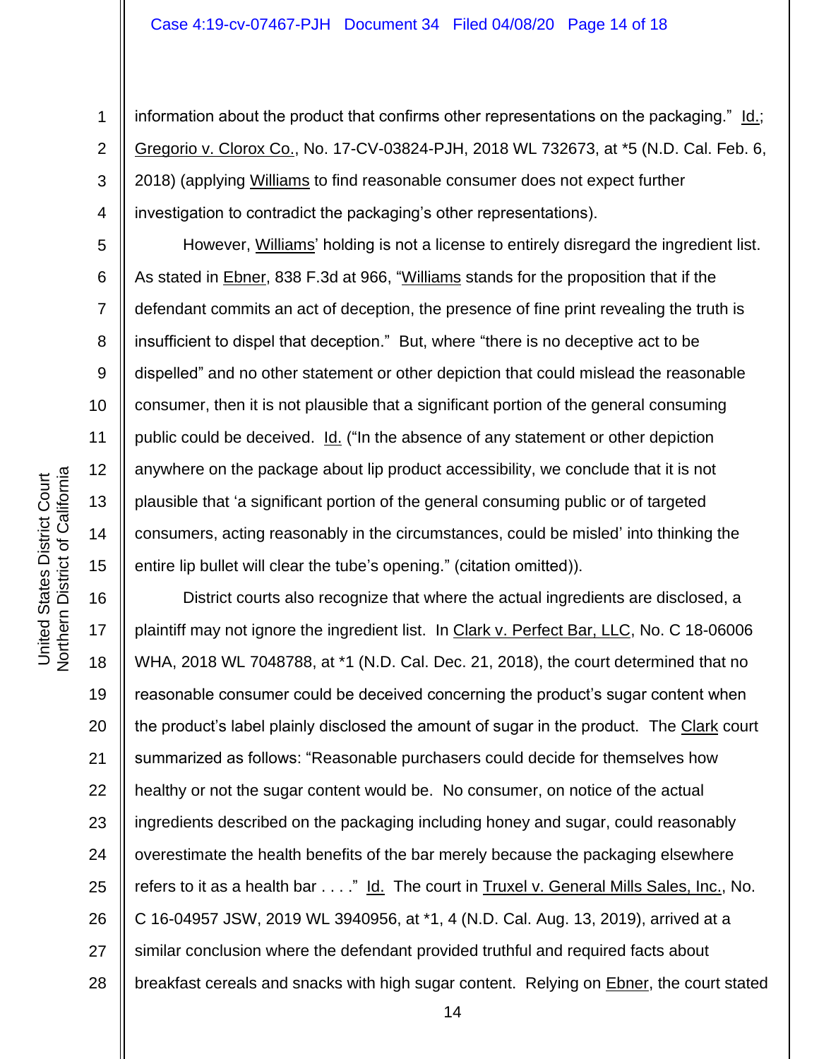information about the product that confirms other representations on the packaging." Id.; Gregorio v. Clorox Co., No. 17-CV-03824-PJH, 2018 WL 732673, at *5 (N.D. Cal. Feb. 6, 2018) (applying Williams to find reasonable consumer does not expect further investigation to contradict the packaging's other representations).

However, Williams' holding is not a license to entirely disregard the ingredient list. As stated in Ebner, 838 F.3d at 966, "Williams stands for the proposition that if the defendant commits an act of deception, the presence of fine print revealing the truth is insufficient to dispel that deception." But, where "there is no deceptive act to be dispelled" and no other statement or other depiction that could mislead the reasonable consumer, then it is not plausible that a significant portion of the general consuming public could be deceived. Id. ("In the absence of any statement or other depiction anywhere on the package about lip product accessibility, we conclude that it is not plausible that 'a significant portion of the general consuming public or of targeted consumers, acting reasonably in the circumstances, could be misled' into thinking the entire lip bullet will clear the tube's opening." (citation omitted)).

District courts also recognize that where the actual ingredients are disclosed, a plaintiff may not ignore the ingredient list. In Clark v. Perfect Bar, LLC, No. C 18-06006 WHA, 2018 WL 7048788, at *1 (N.D. Cal. Dec. 21, 2018), the court determined that no reasonable consumer could be deceived concerning the product's sugar content when the product's label plainly disclosed the amount of sugar in the product. The Clark court summarized as follows: "Reasonable purchasers could decide for themselves how healthy or not the sugar content would be. No consumer, on notice of the actual ingredients described on the packaging including honey and sugar, could reasonably overestimate the health benefits of the bar merely because the packaging elsewhere refers to it as a health bar . . . ." Id. The court in Truxel v. General Mills Sales, Inc., No. C 16-04957 JSW, 2019 WL 3940956, at *1, 4 (N.D. Cal. Aug. 13, 2019), arrived at a similar conclusion where the defendant provided truthful and required facts about breakfast cereals and snacks with high sugar content. Relying on Ebner, the court stated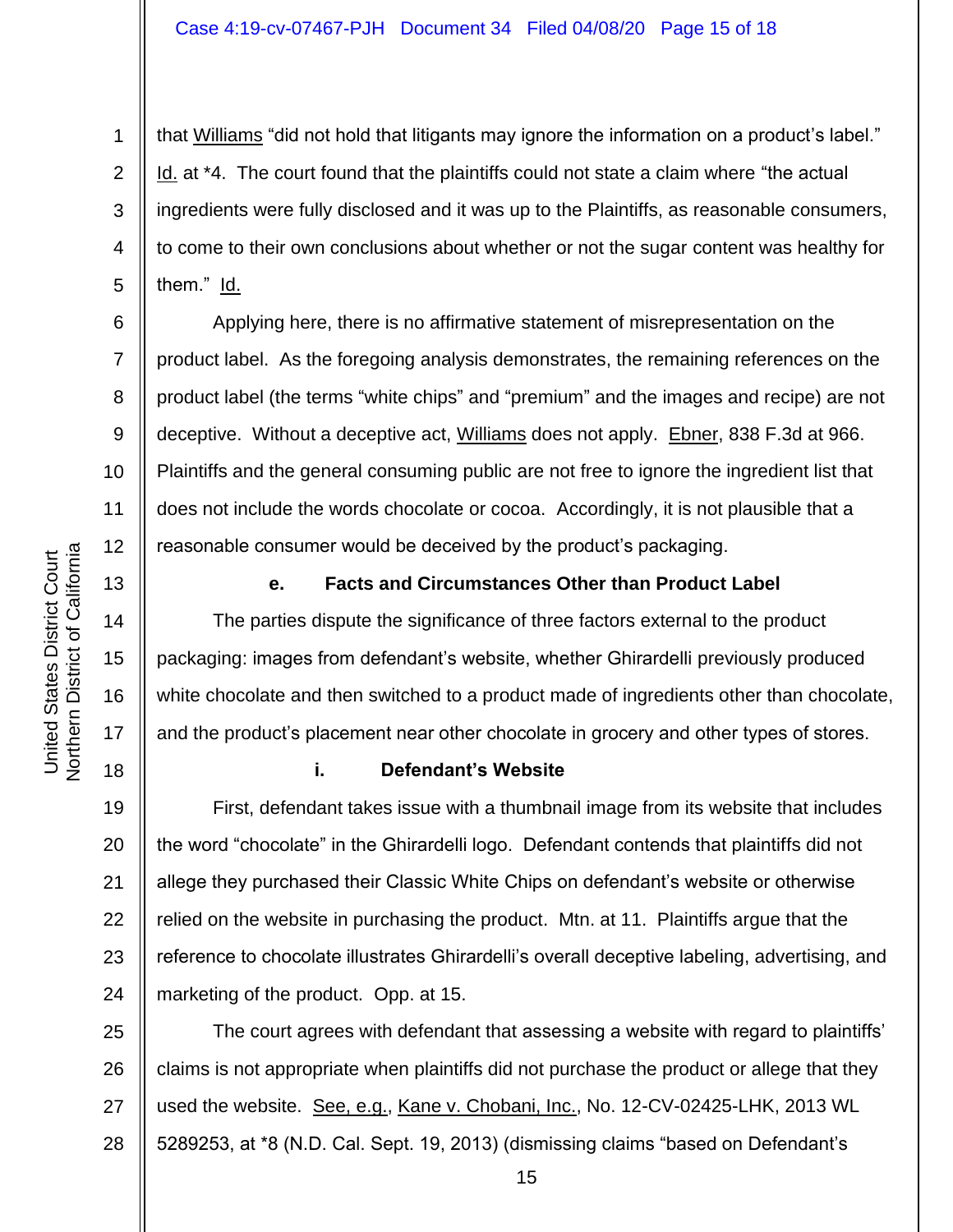that Williams "did not hold that litigants may ignore the information on a product's label." Id. at *4. The court found that the plaintiffs could not state a claim where "the actual ingredients were fully disclosed and it was up to the Plaintiffs, as reasonable consumers, to come to their own conclusions about whether or not the sugar content was healthy for them." Id.

Applying here, there is no affirmative statement of misrepresentation on the product label. As the foregoing analysis demonstrates, the remaining references on the product label (the terms "white chips" and "premium" and the images and recipe) are not deceptive. Without a deceptive act, Williams does not apply. Ebner, 838 F.3d at 966. Plaintiffs and the general consuming public are not free to ignore the ingredient list that does not include the words chocolate or cocoa. Accordingly, it is not plausible that a reasonable consumer would be deceived by the product's packaging.

**e. Facts and Circumstances Other than Product Label**

The parties dispute the significance of three factors external to the product packaging: images from defendant's website, whether Ghirardelli previously produced white chocolate and then switched to a product made of ingredients other than chocolate, and the product's placement near other chocolate in grocery and other types of stores.

**i. Defendant's Website**

First, defendant takes issue with a thumbnail image from its website that includes the word "chocolate" in the Ghirardelli logo. Defendant contends that plaintiffs did not allege they purchased their Classic White Chips on defendant's website or otherwise relied on the website in purchasing the product. Mtn. at 11. Plaintiffs argue that the reference to chocolate illustrates Ghirardelli's overall deceptive labeling, advertising, and marketing of the product. Opp. at 15.

The court agrees with defendant that assessing a website with regard to plaintiffs' claims is not appropriate when plaintiffs did not purchase the product or allege that they used the website. See, e.g., Kane v. Chobani, Inc., No. 12-CV-02425-LHK, 2013 WL 5289253, at *8 (N.D. Cal. Sept. 19, 2013) (dismissing claims "based on Defendant's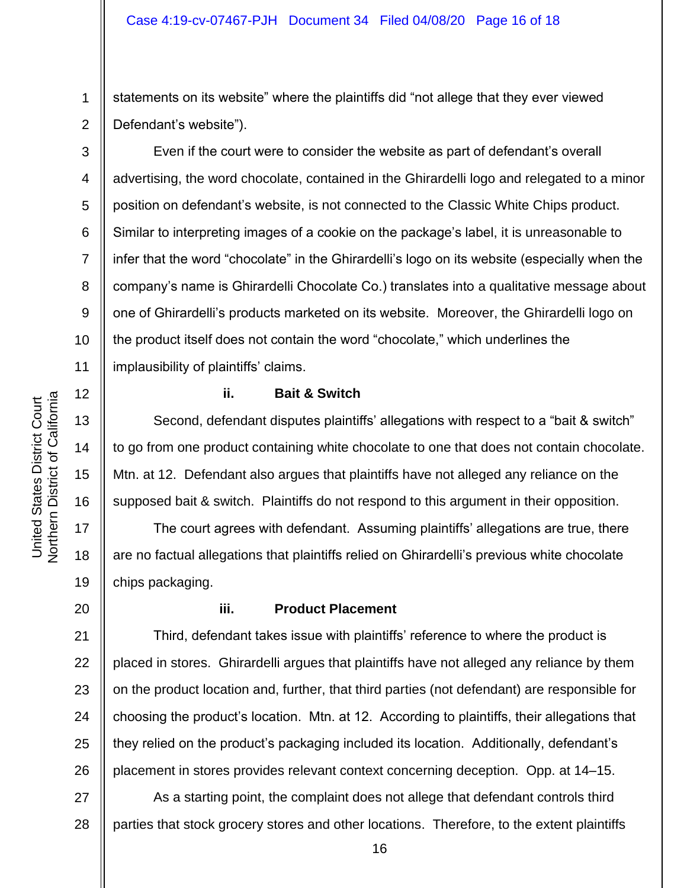statements on its website" where the plaintiffs did "not allege that they ever viewed Defendant's website").

Even if the court were to consider the website as part of defendant's overall advertising, the word chocolate, contained in the Ghirardelli logo and relegated to a minor position on defendant's website, is not connected to the Classic White Chips product. Similar to interpreting images of a cookie on the package's label, it is unreasonable to infer that the word "chocolate" in the Ghirardelli's logo on its website (especially when the company's name is Ghirardelli Chocolate Co.) translates into a qualitative message about one of Ghirardelli's products marketed on its website. Moreover, the Ghirardelli logo on the product itself does not contain the word "chocolate," which underlines the implausibility of plaintiffs' claims.

**ii. Bait & Switch**

Second, defendant disputes plaintiffs' allegations with respect to a "bait & switch" to go from one product containing white chocolate to one that does not contain chocolate. Mtn. at 12. Defendant also argues that plaintiffs have not alleged any reliance on the supposed bait & switch. Plaintiffs do not respond to this argument in their opposition.

The court agrees with defendant. Assuming plaintiffs' allegations are true, there are no factual allegations that plaintiffs relied on Ghirardelli's previous white chocolate chips packaging.

**iii. Product Placement**

Third, defendant takes issue with plaintiffs' reference to where the product is placed in stores. Ghirardelli argues that plaintiffs have not alleged any reliance by them on the product location and, further, that third parties (not defendant) are responsible for choosing the product's location. Mtn. at 12. According to plaintiffs, their allegations that they relied on the product's packaging included its location. Additionally, defendant's placement in stores provides relevant context concerning deception. Opp. at 14–15.

As a starting point, the complaint does not allege that defendant controls third parties that stock grocery stores and other locations. Therefore, to the extent plaintiffs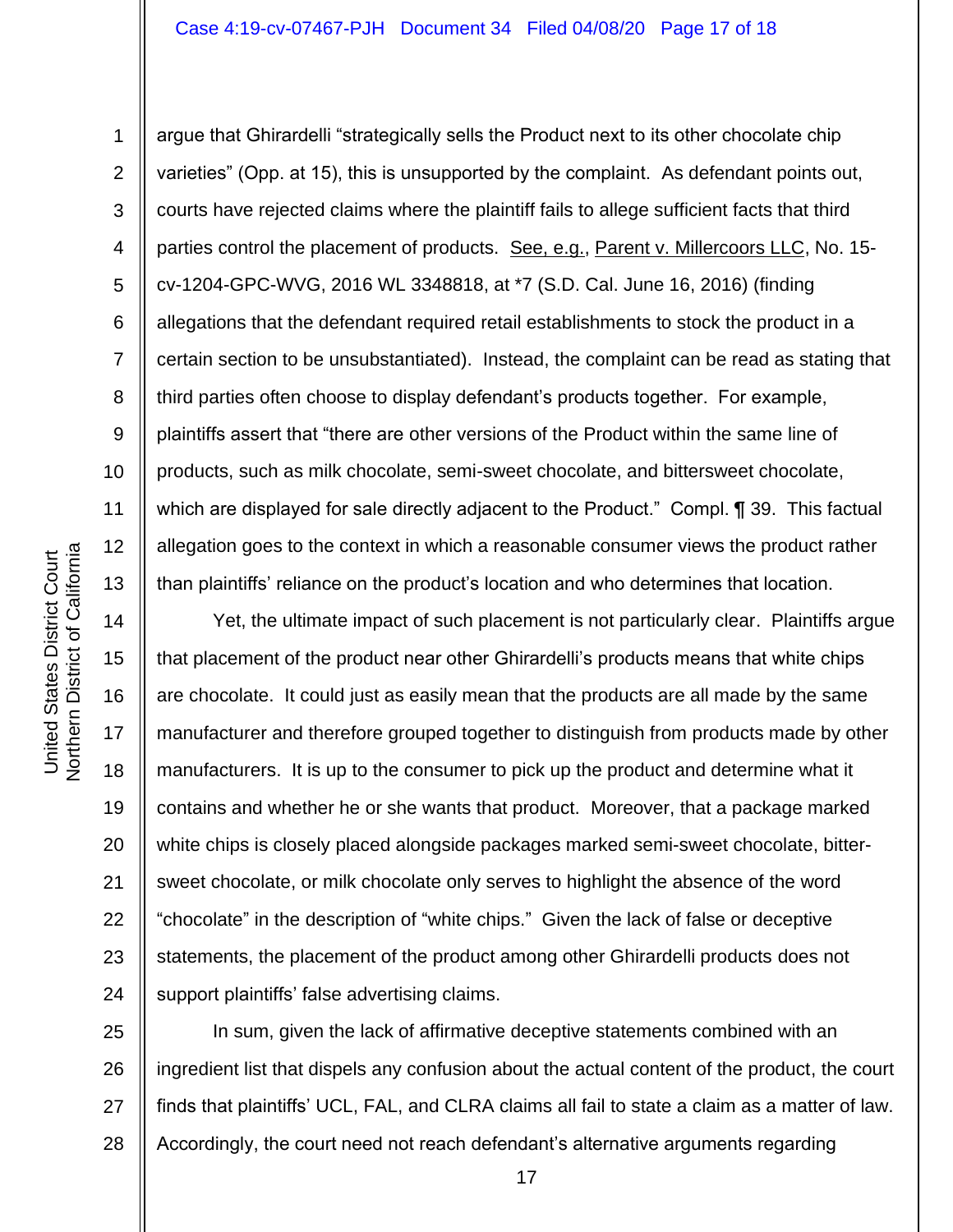argue that Ghirardelli "strategically sells the Product next to its other chocolate chip varieties" (Opp. at 15), this is unsupported by the complaint. As defendant points out, courts have rejected claims where the plaintiff fails to allege sufficient facts that third parties control the placement of products. See, e.g., Parent v. Millercoors LLC, No. 15-cv-1204-GPC-WVG, 2016 WL 3348818, at *7 (S.D. Cal. June 16, 2016) (finding allegations that the defendant required retail establishments to stock the product in a certain section to be unsubstantiated). Instead, the complaint can be read as stating that third parties often choose to display defendant's products together. For example, plaintiffs assert that "there are other versions of the Product within the same line of products, such as milk chocolate, semi-sweet chocolate, and bittersweet chocolate, which are displayed for sale directly adjacent to the Product." Compl. ¶ 39. This factual allegation goes to the context in which a reasonable consumer views the product rather than plaintiffs' reliance on the product's location and who determines that location.

Yet, the ultimate impact of such placement is not particularly clear. Plaintiffs argue that placement of the product near other Ghirardelli's products means that white chips are chocolate. It could just as easily mean that the products are all made by the same manufacturer and therefore grouped together to distinguish from products made by other manufacturers. It is up to the consumer to pick up the product and determine what it contains and whether he or she wants that product. Moreover, that a package marked white chips is closely placed alongside packages marked semi-sweet chocolate, bitter-sweet chocolate, or milk chocolate only serves to highlight the absence of the word "chocolate" in the description of "white chips." Given the lack of false or deceptive statements, the placement of the product among other Ghirardelli products does not support plaintiffs' false advertising claims.

In sum, given the lack of affirmative deceptive statements combined with an ingredient list that dispels any confusion about the actual content of the product, the court finds that plaintiffs' UCL, FAL, and CLRA claims all fail to state a claim as a matter of law. Accordingly, the court need not reach defendant's alternative arguments regarding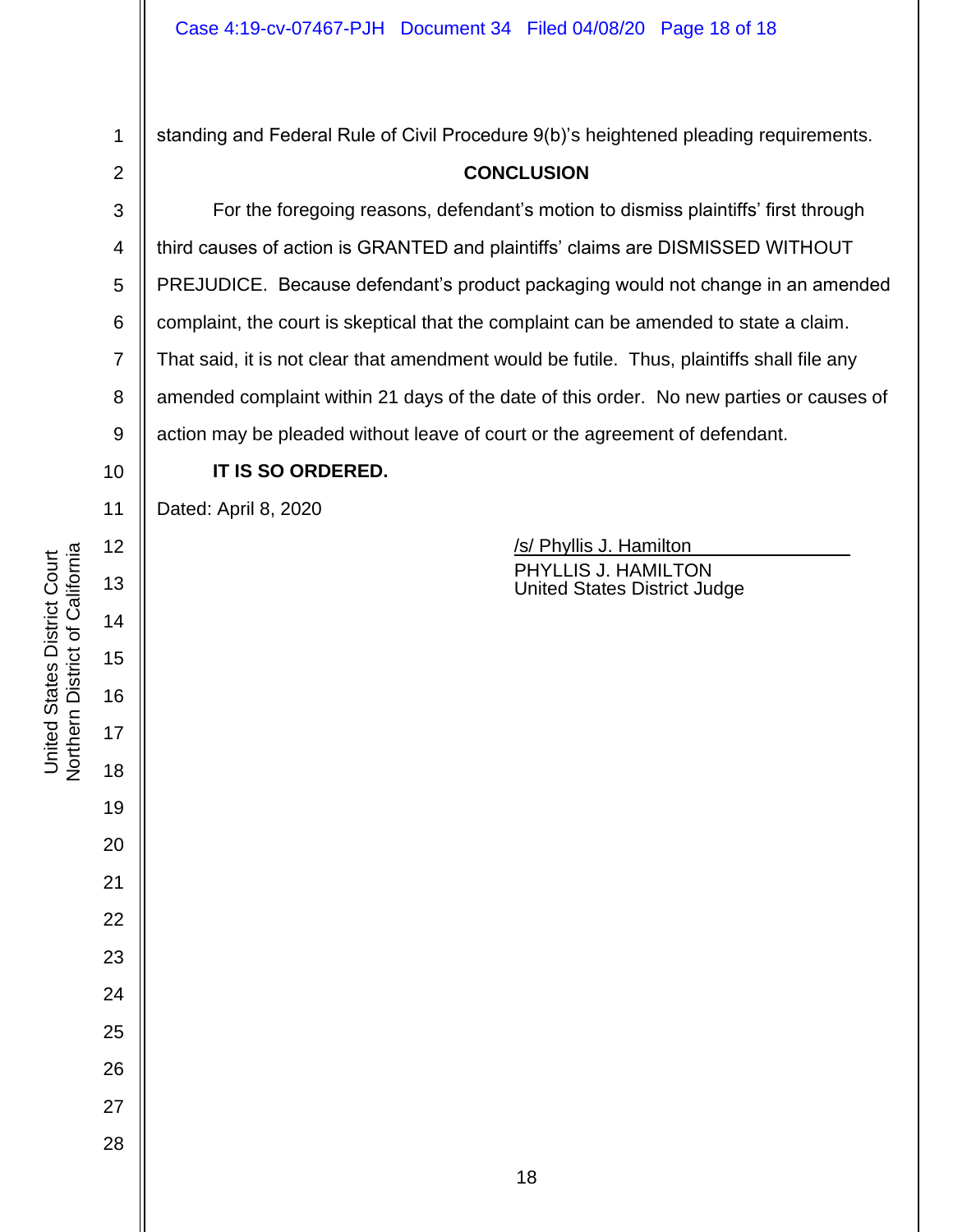standing and Federal Rule of Civil Procedure 9(b)'s heightened pleading requirements.

## CONCLUSION

For the foregoing reasons, defendant's motion to dismiss plaintiffs' first through third causes of action is GRANTED and plaintiffs' claims are DISMISSED WITHOUT PREJUDICE. Because defendant's product packaging would not change in an amended complaint, the court is skeptical that the complaint can be amended to state a claim. That said, it is not clear that amendment would be futile. Thus, plaintiffs shall file any amended complaint within 21 days of the date of this order. No new parties or causes of action may be pleaded without leave of court or the agreement of defendant.

**IT IS SO ORDERED.**

Dated: April 8, 2020

/s/ Phyllis J. Hamilton
PHYLLIS J. HAMILTON
United States District Judge